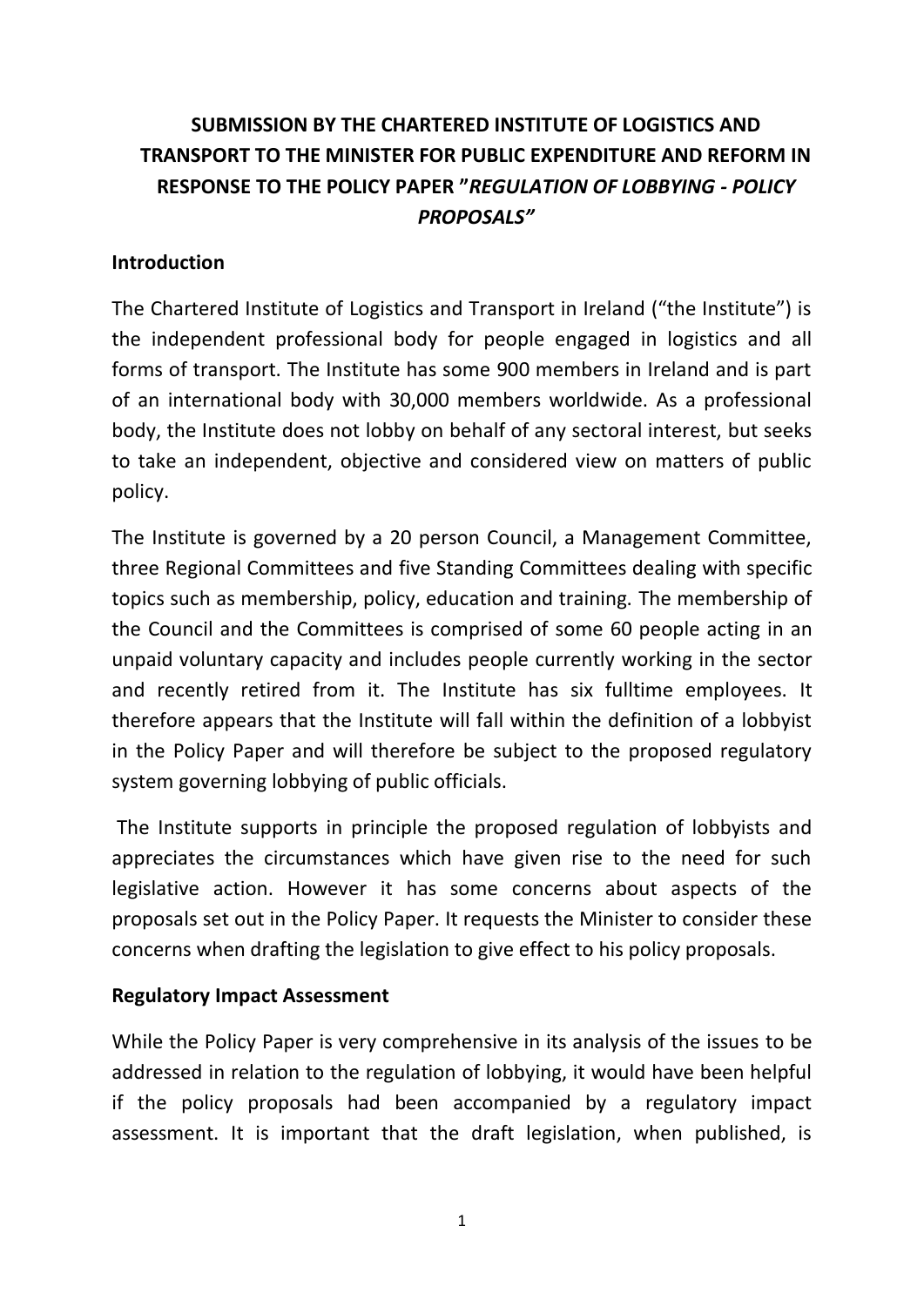# SUBMISSION BY THE CHARTERED INSTITUTE OF LOGISTICS AND TRANSPORT TO THE MINISTER FOR PUBLIC EXPENDITURE AND REFORM IN RESPONSE TO THE POLICY PAPER "*REGULATION OF LOBBYING - POLICY PROPOSALS"*

## Introduction

The Chartered Institute of Logistics and Transport in Ireland ("the Institute") is the independent professional body for people engaged in logistics and all forms of transport. The Institute has some 900 members in Ireland and is part of an international body with 30,000 members worldwide. As a professional body, the Institute does not lobby on behalf of any sectoral interest, but seeks to take an independent, objective and considered view on matters of public policy.

The Institute is governed by a 20 person Council, a Management Committee, three Regional Committees and five Standing Committees dealing with specific topics such as membership, policy, education and training. The membership of the Council and the Committees is comprised of some 60 people acting in an unpaid voluntary capacity and includes people currently working in the sector and recently retired from it. The Institute has six fulltime employees. It therefore appears that the Institute will fall within the definition of a lobbyist in the Policy Paper and will therefore be subject to the proposed regulatory system governing lobbying of public officials.

The Institute supports in principle the proposed regulation of lobbyists and appreciates the circumstances which have given rise to the need for such legislative action. However it has some concerns about aspects of the proposals set out in the Policy Paper. It requests the Minister to consider these concerns when drafting the legislation to give effect to his policy proposals.

## Regulatory Impact Assessment

While the Policy Paper is very comprehensive in its analysis of the issues to be addressed in relation to the regulation of lobbying, it would have been helpful if the policy proposals had been accompanied by a regulatory impact assessment. It is important that the draft legislation, when published, is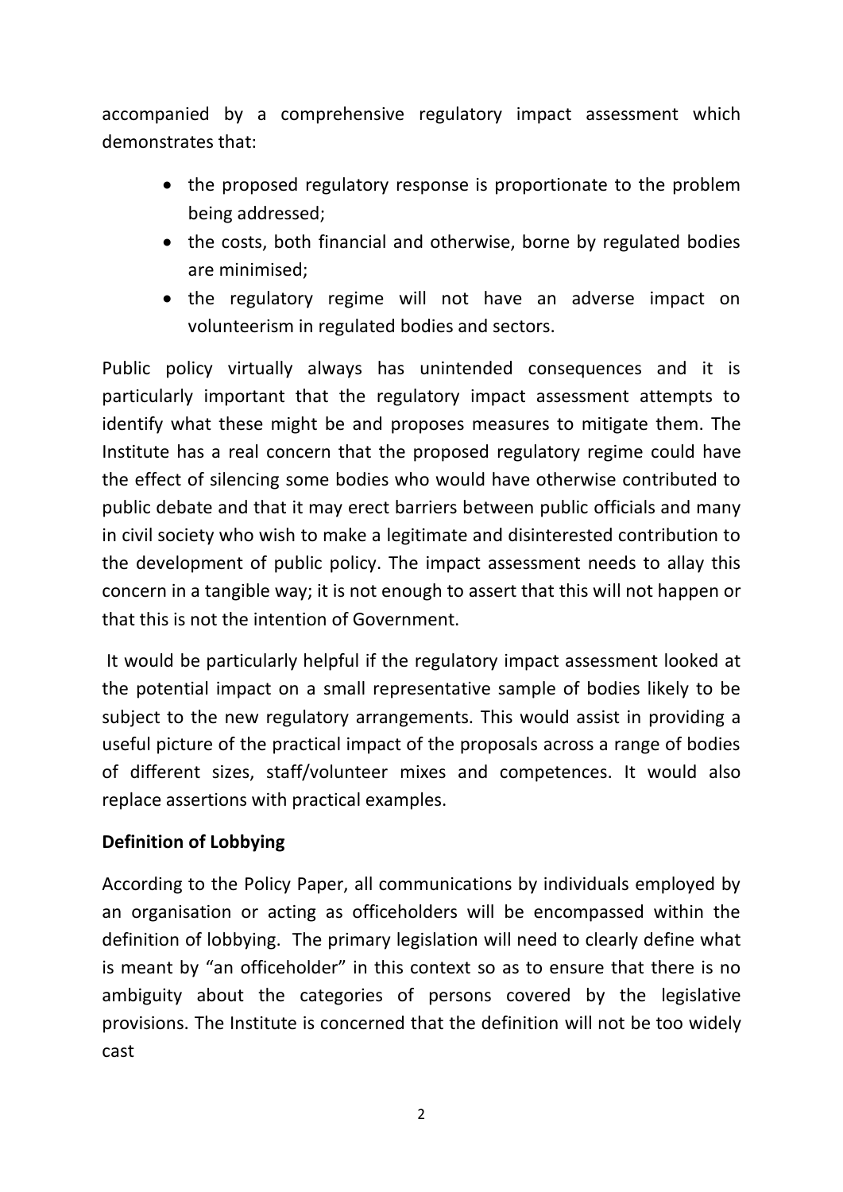accompanied by a comprehensive regulatory impact assessment which demonstrates that:

- the proposed regulatory response is proportionate to the problem being addressed;
- the costs, both financial and otherwise, borne by regulated bodies are minimised;
- the regulatory regime will not have an adverse impact on volunteerism in regulated bodies and sectors.

Public policy virtually always has unintended consequences and it is particularly important that the regulatory impact assessment attempts to identify what these might be and proposes measures to mitigate them. The Institute has a real concern that the proposed regulatory regime could have the effect of silencing some bodies who would have otherwise contributed to public debate and that it may erect barriers between public officials and many in civil society who wish to make a legitimate and disinterested contribution to the development of public policy. The impact assessment needs to allay this concern in a tangible way; it is not enough to assert that this will not happen or that this is not the intention of Government.

It would be particularly helpful if the regulatory impact assessment looked at the potential impact on a small representative sample of bodies likely to be subject to the new regulatory arrangements. This would assist in providing a useful picture of the practical impact of the proposals across a range of bodies of different sizes, staff/volunteer mixes and competences. It would also replace assertions with practical examples.

**Definition of Lobbying**

According to the Policy Paper, all communications by individuals employed by an organisation or acting as officeholders will be encompassed within the definition of lobbying. The primary legislation will need to clearly define what is meant by "an officeholder" in this context so as to ensure that there is no ambiguity about the categories of persons covered by the legislative provisions. The Institute is concerned that the definition will not be too widely cast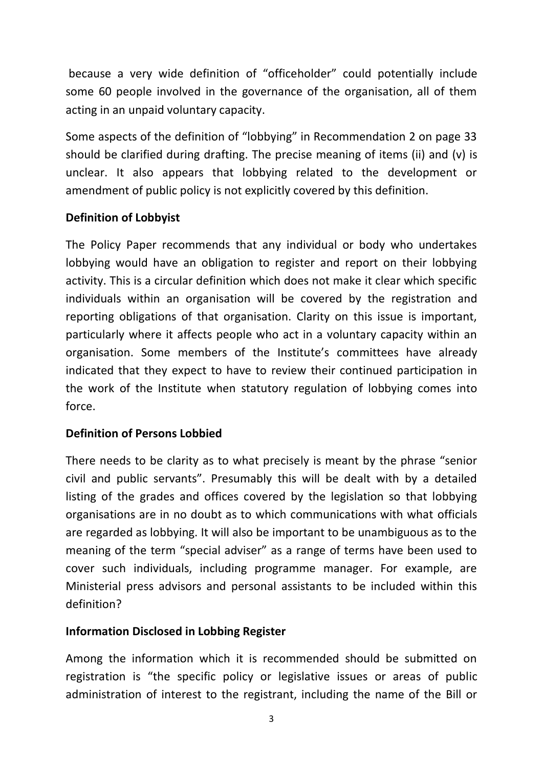because a very wide definition of "officeholder" could potentially include some 60 people involved in the governance of the organisation, all of them acting in an unpaid voluntary capacity.

Some aspects of the definition of "lobbying" in Recommendation 2 on page 33 should be clarified during drafting. The precise meaning of items (ii) and (v) is unclear. It also appears that lobbying related to the development or amendment of public policy is not explicitly covered by this definition.

**Definition of Lobbyist**

The Policy Paper recommends that any individual or body who undertakes lobbying would have an obligation to register and report on their lobbying activity. This is a circular definition which does not make it clear which specific individuals within an organisation will be covered by the registration and reporting obligations of that organisation. Clarity on this issue is important, particularly where it affects people who act in a voluntary capacity within an organisation. Some members of the Institute's committees have already indicated that they expect to have to review their continued participation in the work of the Institute when statutory regulation of lobbying comes into force.

**Definition of Persons Lobbied**

There needs to be clarity as to what precisely is meant by the phrase "senior civil and public servants". Presumably this will be dealt with by a detailed listing of the grades and offices covered by the legislation so that lobbying organisations are in no doubt as to which communications with what officials are regarded as lobbying. It will also be important to be unambiguous as to the meaning of the term "special adviser" as a range of terms have been used to cover such individuals, including programme manager. For example, are Ministerial press advisors and personal assistants to be included within this definition?

**Information Disclosed in Lobbing Register**

Among the information which it is recommended should be submitted on registration is "the specific policy or legislative issues or areas of public administration of interest to the registrant, including the name of the Bill or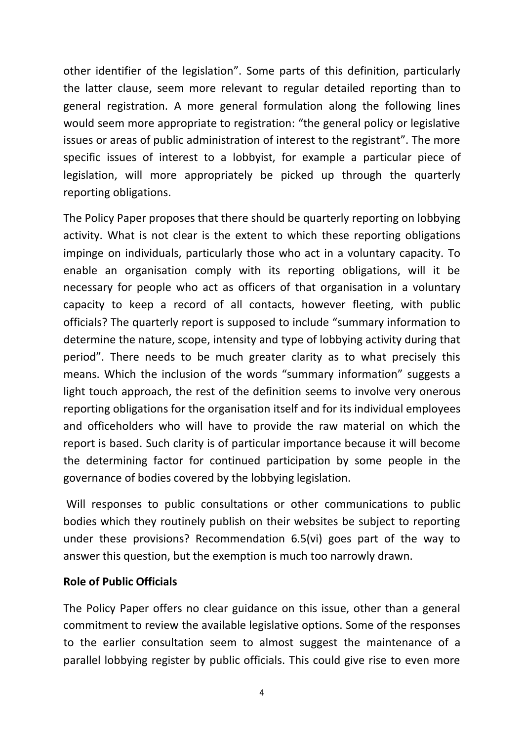other identifier of the legislation". Some parts of this definition, particularly the latter clause, seem more relevant to regular detailed reporting than to general registration. A more general formulation along the following lines would seem more appropriate to registration: "the general policy or legislative issues or areas of public administration of interest to the registrant". The more specific issues of interest to a lobbyist, for example a particular piece of legislation, will more appropriately be picked up through the quarterly reporting obligations.

The Policy Paper proposes that there should be quarterly reporting on lobbying activity. What is not clear is the extent to which these reporting obligations impinge on individuals, particularly those who act in a voluntary capacity. To enable an organisation comply with its reporting obligations, will it be necessary for people who act as officers of that organisation in a voluntary capacity to keep a record of all contacts, however fleeting, with public officials? The quarterly report is supposed to include "summary information to determine the nature, scope, intensity and type of lobbying activity during that period". There needs to be much greater clarity as to what precisely this means. Which the inclusion of the words "summary information" suggests a light touch approach, the rest of the definition seems to involve very onerous reporting obligations for the organisation itself and for its individual employees and officeholders who will have to provide the raw material on which the report is based. Such clarity is of particular importance because it will become the determining factor for continued participation by some people in the governance of bodies covered by the lobbying legislation.

Will responses to public consultations or other communications to public bodies which they routinely publish on their websites be subject to reporting under these provisions? Recommendation 6.5(vi) goes part of the way to answer this question, but the exemption is much too narrowly drawn.

**Role of Public Officials**

The Policy Paper offers no clear guidance on this issue, other than a general commitment to review the available legislative options. Some of the responses to the earlier consultation seem to almost suggest the maintenance of a parallel lobbying register by public officials. This could give rise to even more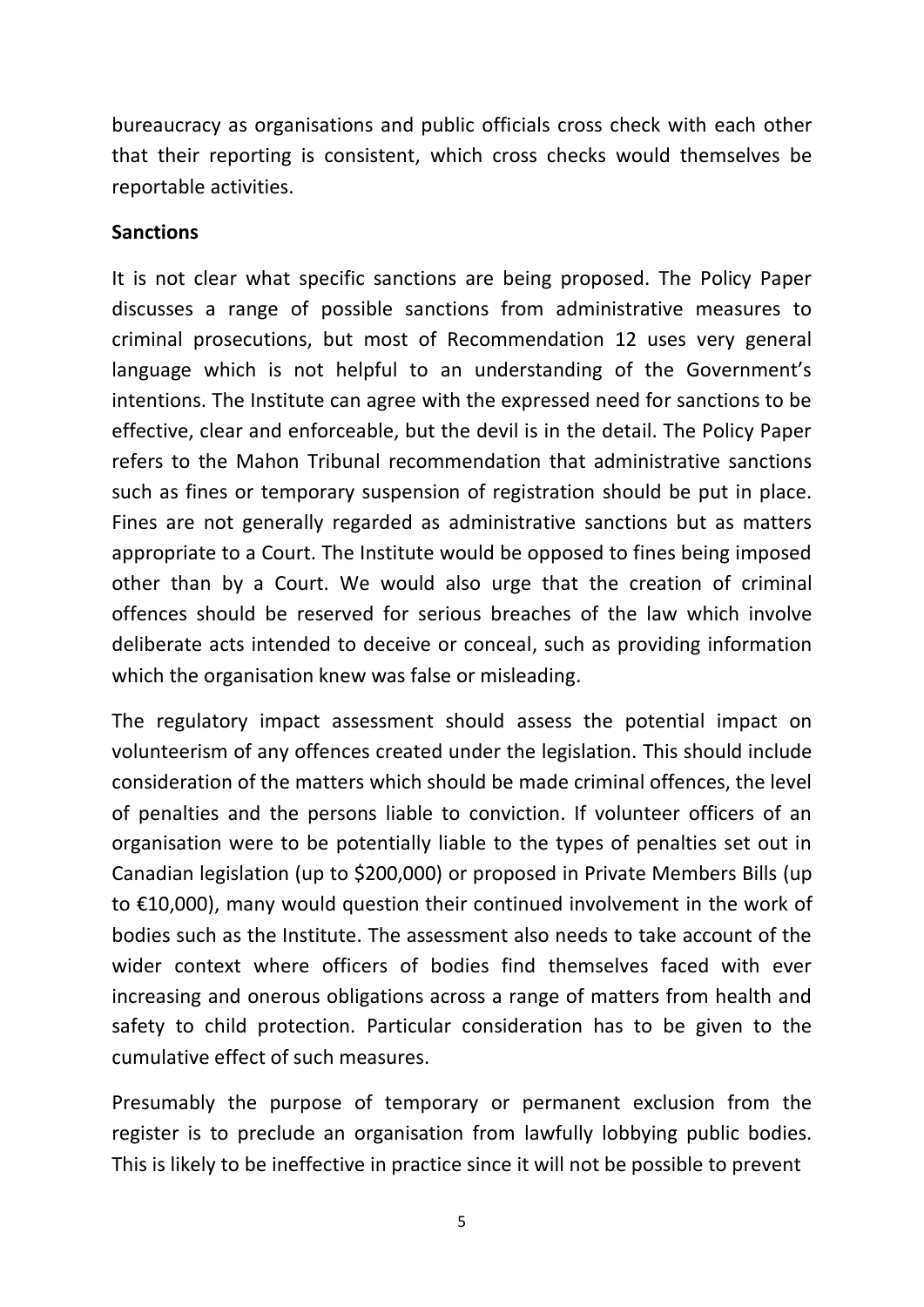bureaucracy as organisations and public officials cross check with each other that their reporting is consistent, which cross checks would themselves be reportable activities.

**Sanctions**

It is not clear what specific sanctions are being proposed. The Policy Paper discusses a range of possible sanctions from administrative measures to criminal prosecutions, but most of Recommendation 12 uses very general language which is not helpful to an understanding of the Government's intentions. The Institute can agree with the expressed need for sanctions to be effective, clear and enforceable, but the devil is in the detail. The Policy Paper refers to the Mahon Tribunal recommendation that administrative sanctions such as fines or temporary suspension of registration should be put in place. Fines are not generally regarded as administrative sanctions but as matters appropriate to a Court. The Institute would be opposed to fines being imposed other than by a Court. We would also urge that the creation of criminal offences should be reserved for serious breaches of the law which involve deliberate acts intended to deceive or conceal, such as providing information which the organisation knew was false or misleading.

The regulatory impact assessment should assess the potential impact on volunteerism of any offences created under the legislation. This should include consideration of the matters which should be made criminal offences, the level of penalties and the persons liable to conviction. If volunteer officers of an organisation were to be potentially liable to the types of penalties set out in Canadian legislation (up to $200,000) or proposed in Private Members Bills (up to €10,000), many would question their continued involvement in the work of bodies such as the Institute. The assessment also needs to take account of the wider context where officers of bodies find themselves faced with ever increasing and onerous obligations across a range of matters from health and safety to child protection. Particular consideration has to be given to the cumulative effect of such measures.

Presumably the purpose of temporary or permanent exclusion from the register is to preclude an organisation from lawfully lobbying public bodies. This is likely to be ineffective in practice since it will not be possible to prevent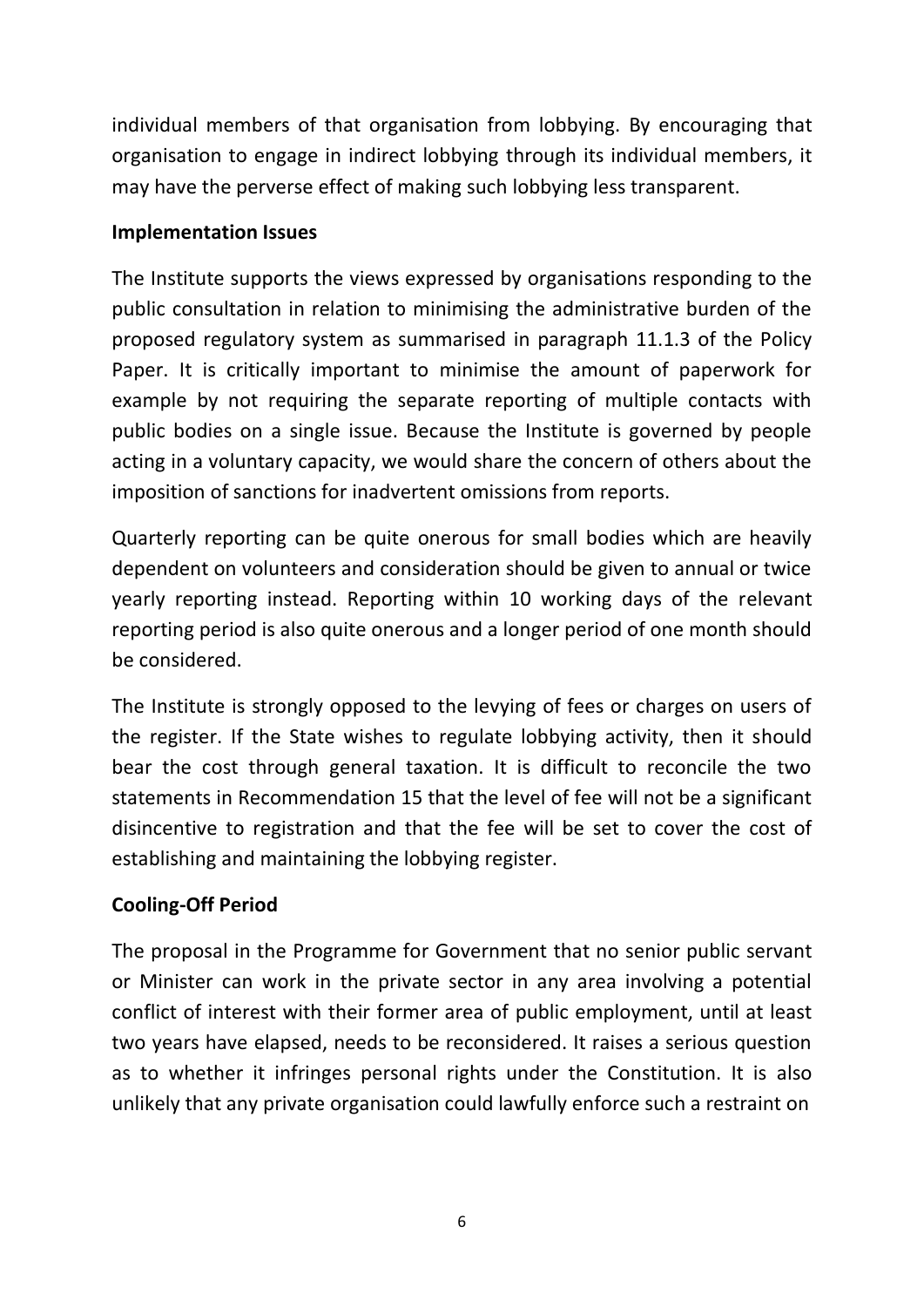individual members of that organisation from lobbying. By encouraging that organisation to engage in indirect lobbying through its individual members, it may have the perverse effect of making such lobbying less transparent.

**Implementation Issues**

The Institute supports the views expressed by organisations responding to the public consultation in relation to minimising the administrative burden of the proposed regulatory system as summarised in paragraph 11.1.3 of the Policy Paper. It is critically important to minimise the amount of paperwork for example by not requiring the separate reporting of multiple contacts with public bodies on a single issue. Because the Institute is governed by people acting in a voluntary capacity, we would share the concern of others about the imposition of sanctions for inadvertent omissions from reports.

Quarterly reporting can be quite onerous for small bodies which are heavily dependent on volunteers and consideration should be given to annual or twice yearly reporting instead. Reporting within 10 working days of the relevant reporting period is also quite onerous and a longer period of one month should be considered.

The Institute is strongly opposed to the levying of fees or charges on users of the register. If the State wishes to regulate lobbying activity, then it should bear the cost through general taxation. It is difficult to reconcile the two statements in Recommendation 15 that the level of fee will not be a significant disincentive to registration and that the fee will be set to cover the cost of establishing and maintaining the lobbying register.

**Cooling-Off Period**

The proposal in the Programme for Government that no senior public servant or Minister can work in the private sector in any area involving a potential conflict of interest with their former area of public employment, until at least two years have elapsed, needs to be reconsidered. It raises a serious question as to whether it infringes personal rights under the Constitution. It is also unlikely that any private organisation could lawfully enforce such a restraint on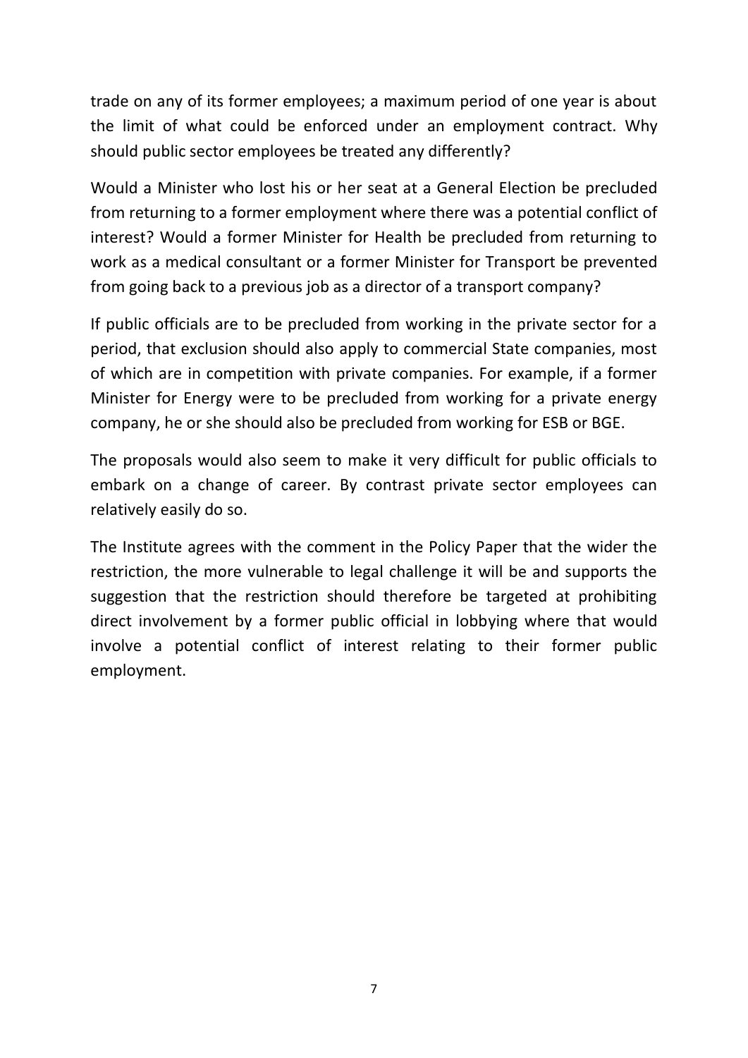trade on any of its former employees; a maximum period of one year is about the limit of what could be enforced under an employment contract. Why should public sector employees be treated any differently?

Would a Minister who lost his or her seat at a General Election be precluded from returning to a former employment where there was a potential conflict of interest? Would a former Minister for Health be precluded from returning to work as a medical consultant or a former Minister for Transport be prevented from going back to a previous job as a director of a transport company?

If public officials are to be precluded from working in the private sector for a period, that exclusion should also apply to commercial State companies, most of which are in competition with private companies. For example, if a former Minister for Energy were to be precluded from working for a private energy company, he or she should also be precluded from working for ESB or BGE.

The proposals would also seem to make it very difficult for public officials to embark on a change of career. By contrast private sector employees can relatively easily do so.

The Institute agrees with the comment in the Policy Paper that the wider the restriction, the more vulnerable to legal challenge it will be and supports the suggestion that the restriction should therefore be targeted at prohibiting direct involvement by a former public official in lobbying where that would involve a potential conflict of interest relating to their former public employment.